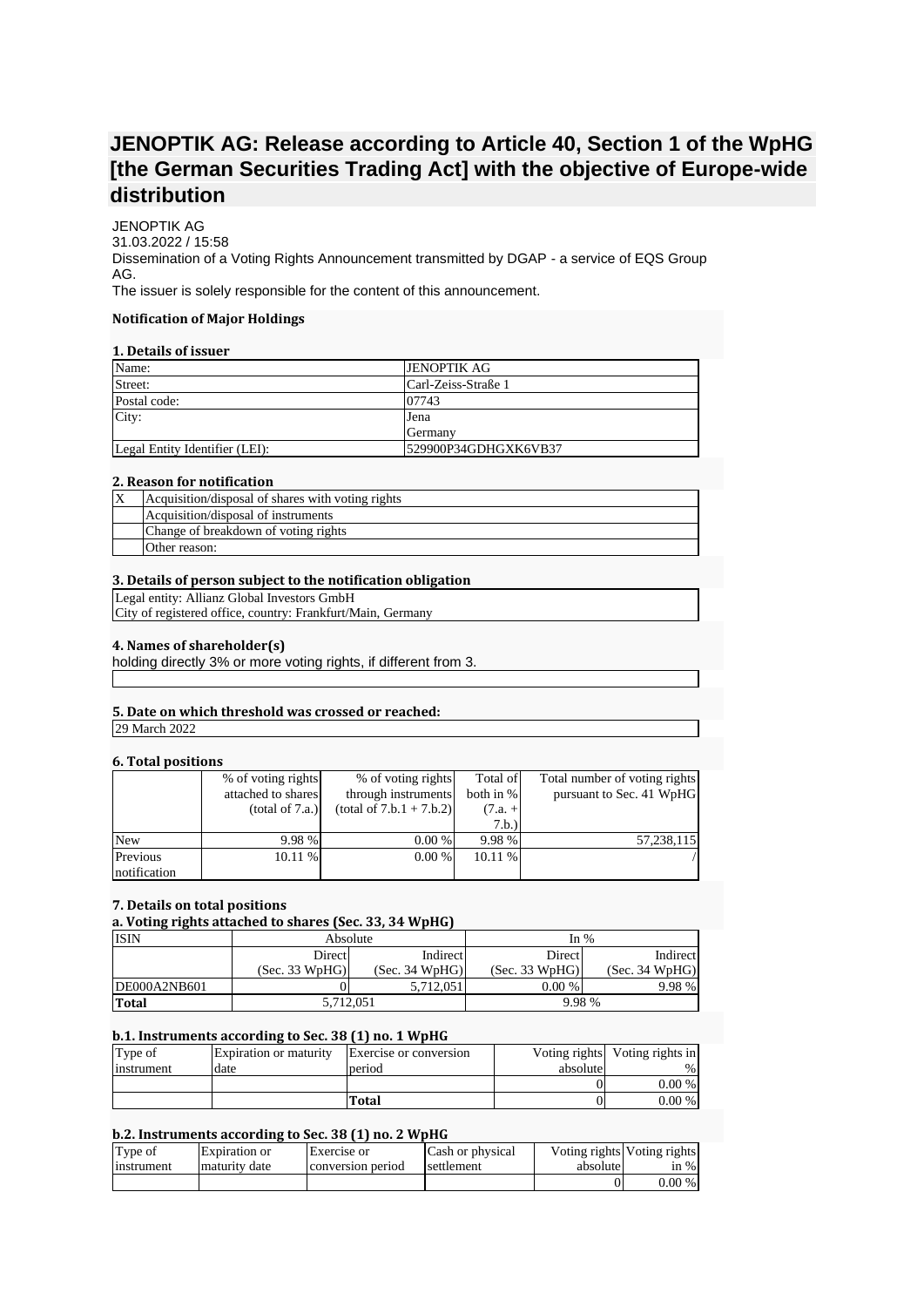# JENOPTIK AG: Release according to Article 40, Section 1 of the WpHG [the German Securities Trading Act] with the objective of Europe-wide distribution

JENOPTIK AG
31.03.2022 / 15:58
Dissemination of a Voting Rights Announcement transmitted by DGAP - a service of EQS Group AG.
The issuer is solely responsible for the content of this announcement.

**Notification of Major Holdings**

**1. Details of issuer**

| | |
|---|---|
| Name: | JENOPTIK AG |
| Street: | Carl-Zeiss-Straße 1 |
| Postal code: | 07743 |
| City: | Jena<br>Germany |
| Legal Entity Identifier (LEI): | 529900P34GDHGXK6VB37 |

**2. Reason for notification**

| | |
|---|---|
| X | Acquisition/disposal of shares with voting rights |
| | Acquisition/disposal of instruments |
| | Change of breakdown of voting rights |
| | Other reason: |

**3. Details of person subject to the notification obligation**

Legal entity: Allianz Global Investors GmbH
City of registered office, country: Frankfurt/Main, Germany

**4. Names of shareholder(s)**

holding directly 3% or more voting rights, if different from 3.

**5. Date on which threshold was crossed or reached:**

29 March 2022

**6. Total positions**

| | % of voting rights attached to shares (total of 7.a.) | % of voting rights through instruments (total of 7.b.1 + 7.b.2) | Total of both in % (7.a. + 7.b.) | Total number of voting rights pursuant to Sec. 41 WpHG |
|---|---|---|---|---|
| New | 9.98 % | 0.00 % | 9.98 % | 57,238,115 |
| Previous notification | 10.11 % | 0.00 % | 10.11 % | / |

**7. Details on total positions**

**a. Voting rights attached to shares (Sec. 33, 34 WpHG)**

| ISIN | Absolute | | In % | |
|---|---|---|---|---|
| | Direct (Sec. 33 WpHG) | Indirect (Sec. 34 WpHG) | Direct (Sec. 33 WpHG) | Indirect (Sec. 34 WpHG) |
| DE000A2NB601 | 0 | 5,712,051 | 0.00 % | 9.98 % |
| **Total** | 5,712,051 | | 9.98 % | |

**b.1. Instruments according to Sec. 38 (1) no. 1 WpHG**

| Type of instrument | Expiration or maturity date | Exercise or conversion period | Voting rights absolute | Voting rights in % |
|---|---|---|---|---|
| | | | 0 | 0.00 % |
| | | **Total** | 0 | 0.00 % |

**b.2. Instruments according to Sec. 38 (1) no. 2 WpHG**

| Type of instrument | Expiration or maturity date | Exercise or conversion period | Cash or physical settlement | Voting rights absolute | Voting rights in % |
|---|---|---|---|---|---|
| | | | | 0 | 0.00 % |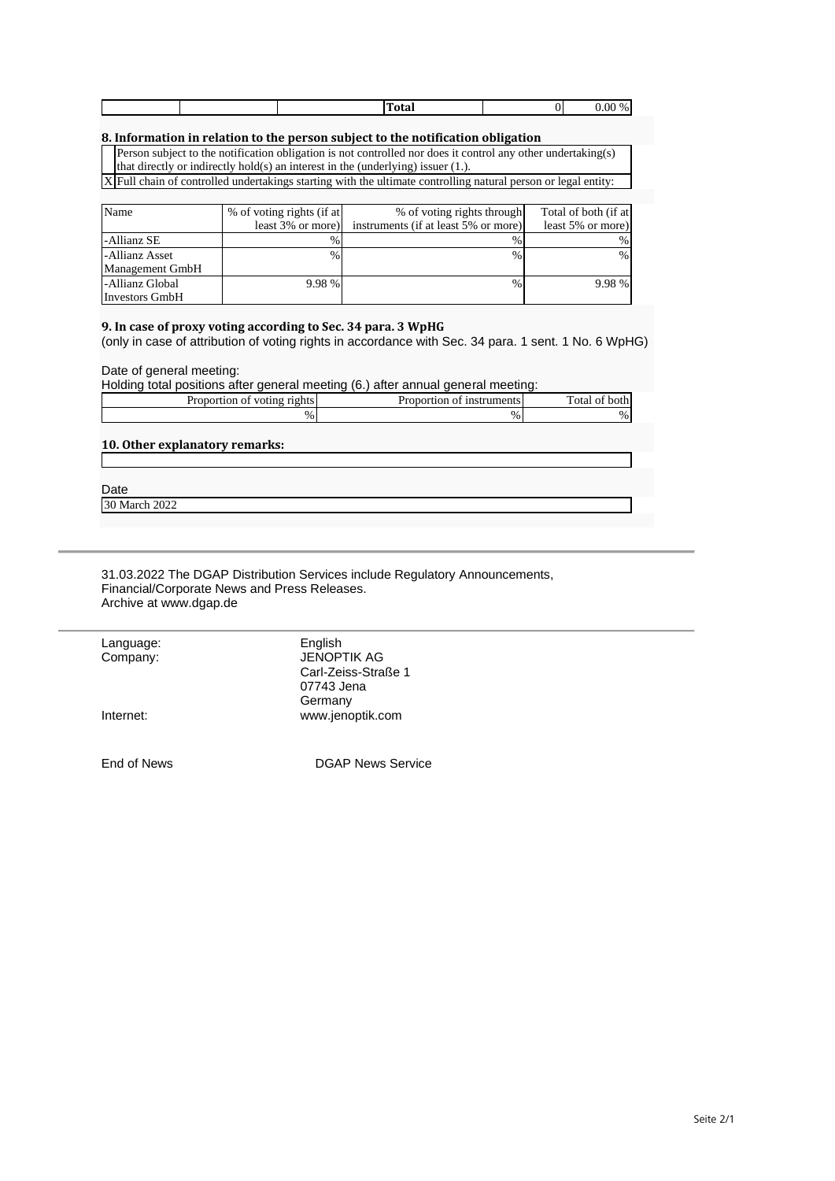| | | | Total | 0 | 0.00 % |
|---|---|---|---|---|---|

**8. Information in relation to the person subject to the notification obligation**

| | |
|---|---|
| | Person subject to the notification obligation is not controlled nor does it control any other undertaking(s) that directly or indirectly hold(s) an interest in the (underlying) issuer (1.). |
| X | Full chain of controlled undertakings starting with the ultimate controlling natural person or legal entity: |

| Name | % of voting rights (if at least 3% or more) | % of voting rights through instruments (if at least 5% or more) | Total of both (if at least 5% or more) |
|---|---|---|---|
| -Allianz SE | % | % | % |
| -Allianz Asset Management GmbH | % | % | % |
| -Allianz Global Investors GmbH | 9.98 % | % | 9.98 % |

**9. In case of proxy voting according to Sec. 34 para. 3 WpHG**

(only in case of attribution of voting rights in accordance with Sec. 34 para. 1 sent. 1 No. 6 WpHG)

Date of general meeting:

Holding total positions after general meeting (6.) after annual general meeting:

| Proportion of voting rights | Proportion of instruments | Total of both |
|---|---|---|
| % | % | % |

**10. Other explanatory remarks:**

Date

30 March 2022

---

31.03.2022 The DGAP Distribution Services include Regulatory Announcements, Financial/Corporate News and Press Releases.
Archive at www.dgap.de

---

| | |
|---|---|
| Language: | English |
| Company: | JENOPTIK AG<br>Carl-Zeiss-Straße 1<br>07743 Jena<br>Germany |
| Internet: | www.jenoptik.com |

End of News DGAP News Service